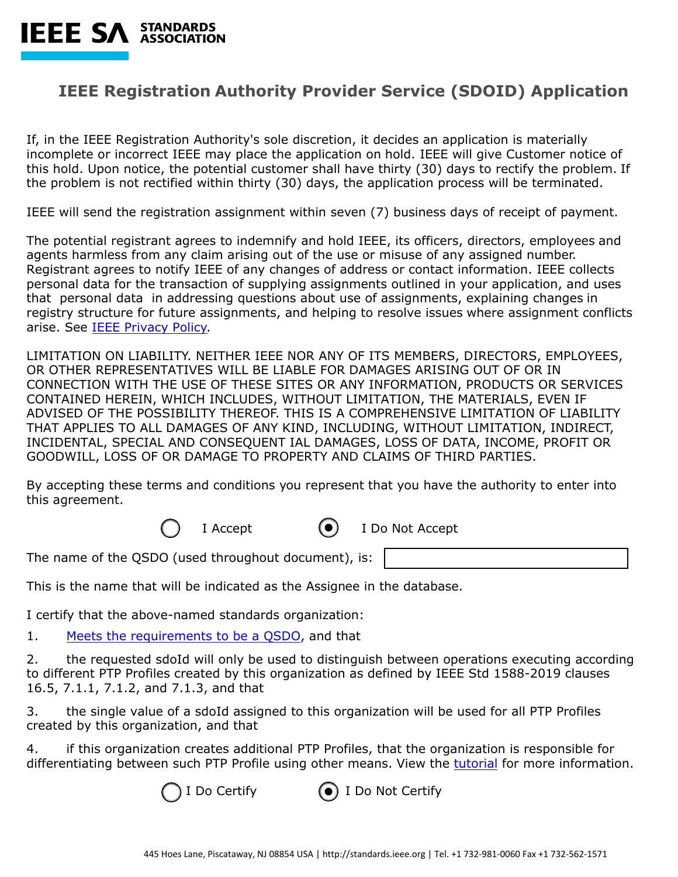IEEE SA STANDARDS ASSOCIATION

# IEEE Registration Authority Provider Service (SDOID) Application

If, in the IEEE Registration Authority's sole discretion, it decides an application is materially incomplete or incorrect IEEE may place the application on hold. IEEE will give Customer notice of this hold. Upon notice, the potential customer shall have thirty (30) days to rectify the problem. If the problem is not rectified within thirty (30) days, the application process will be terminated.

IEEE will send the registration assignment within seven (7) business days of receipt of payment.

The potential registrant agrees to indemnify and hold IEEE, its officers, directors, employees and agents harmless from any claim arising out of the use or misuse of any assigned number. Registrant agrees to notify IEEE of any changes of address or contact information. IEEE collects personal data for the transaction of supplying assignments outlined in your application, and uses that personal data in addressing questions about use of assignments, explaining changes in registry structure for future assignments, and helping to resolve issues where assignment conflicts arise. See [IEEE Privacy Policy](IEEE Privacy Policy).

LIMITATION ON LIABILITY. NEITHER IEEE NOR ANY OF ITS MEMBERS, DIRECTORS, EMPLOYEES, OR OTHER REPRESENTATIVES WILL BE LIABLE FOR DAMAGES ARISING OUT OF OR IN CONNECTION WITH THE USE OF THESE SITES OR ANY INFORMATION, PRODUCTS OR SERVICES CONTAINED HEREIN, WHICH INCLUDES, WITHOUT LIMITATION, THE MATERIALS, EVEN IF ADVISED OF THE POSSIBILITY THEREOF. THIS IS A COMPREHENSIVE LIMITATION OF LIABILITY THAT APPLIES TO ALL DAMAGES OF ANY KIND, INCLUDING, WITHOUT LIMITATION, INDIRECT, INCIDENTAL, SPECIAL AND CONSEQUENT IAL DAMAGES, LOSS OF DATA, INCOME, PROFIT OR GOODWILL, LOSS OF OR DAMAGE TO PROPERTY AND CLAIMS OF THIRD PARTIES.

By accepting these terms and conditions you represent that you have the authority to enter into this agreement.

○ I Accept ◉ I Do Not Accept

The name of the QSDO (used throughout document), is: \_\_\_\_\_\_\_\_\_\_\_\_\_\_\_\_

This is the name that will be indicated as the Assignee in the database.

I certify that the above-named standards organization:

1. Meets the requirements to be a QSDO, and that

2. the requested sdoId will only be used to distinguish between operations executing according to different PTP Profiles created by this organization as defined by IEEE Std 1588-2019 clauses 16.5, 7.1.1, 7.1.2, and 7.1.3, and that

3. the single value of a sdoId assigned to this organization will be used for all PTP Profiles created by this organization, and that

4. if this organization creates additional PTP Profiles, that the organization is responsible for differentiating between such PTP Profile using other means. View the tutorial for more information.

○ I Do Certify ◉ I Do Not Certify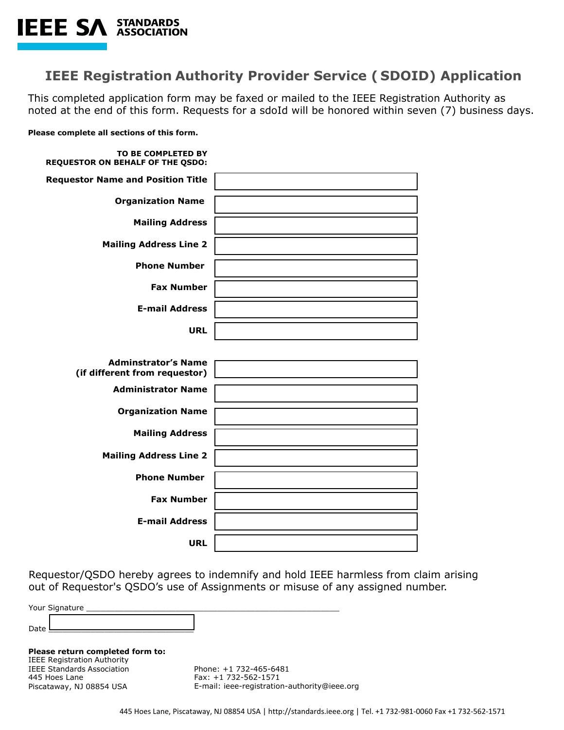IEEE SA STANDARDS ASSOCIATION

## IEEE Registration Authority Provider Service ( SDOID) Application

This completed application form may be faxed or mailed to the IEEE Registration Authority as noted at the end of this form. Requests for a sdoId will be honored within seven (7) business days.

**Please complete all sections of this form.**

**TO BE COMPLETED BY REQUESTOR ON BEHALF OF THE QSDO:**

| | |
|---|---|
| **Requestor Name and Position Title** | |
| **Organization Name** | |
| **Mailing Address** | |
| **Mailing Address Line 2** | |
| **Phone Number** | |
| **Fax Number** | |
| **E-mail Address** | |
| **URL** | |

| | |
|---|---|
| **Adminstrator's Name (if different from requestor)** | |
| **Administrator Name** | |
| **Organization Name** | |
| **Mailing Address** | |
| **Mailing Address Line 2** | |
| **Phone Number** | |
| **Fax Number** | |
| **E-mail Address** | |
| **URL** | |

Requestor/QSDO hereby agrees to indemnify and hold IEEE harmless from claim arising out of Requestor's QSDO's use of Assignments or misuse of any assigned number.

Your Signature ____________________________________________

Date ______________________

**Please return completed form to:**

IEEE Registration Authority
IEEE Standards Association
445 Hoes Lane
Piscataway, NJ 08854 USA

Phone: +1 732-465-6481
Fax: +1 732-562-1571
E-mail: ieee-registration-authority@ieee.org

445 Hoes Lane, Piscataway, NJ 08854 USA | http://standards.ieee.org | Tel. +1 732-981-0060 Fax +1 732-562-1571